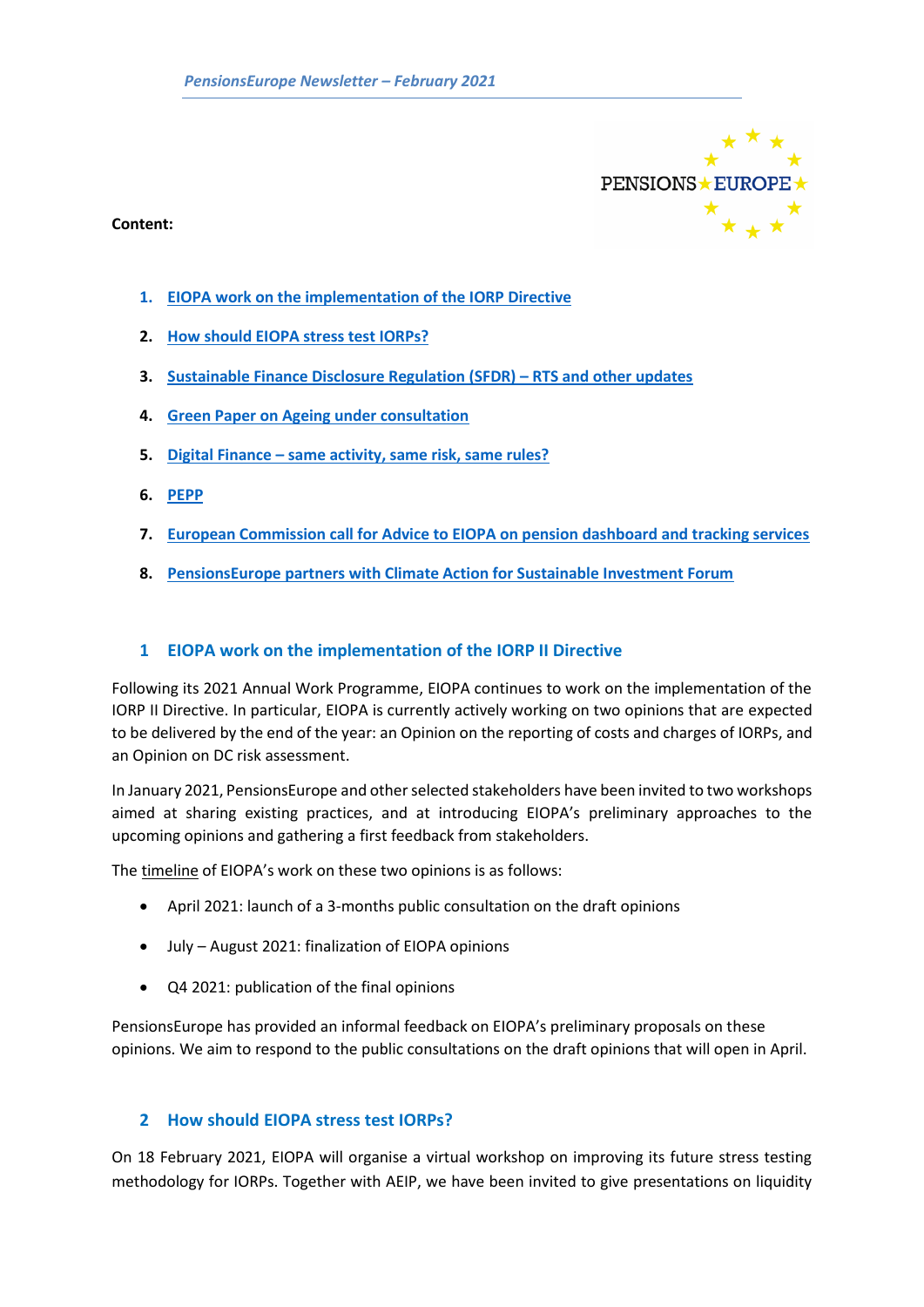**Content:**

1. EIOPA work on the implementation of the IORP Directive
2. How should EIOPA stress test IORPs?
3. Sustainable Finance Disclosure Regulation (SFDR) – RTS and other updates
4. Green Paper on Ageing under consultation
5. Digital Finance – same activity, same risk, same rules?
6. PEPP
7. European Commission call for Advice to EIOPA on pension dashboard and tracking services
8. PensionsEurope partners with Climate Action for Sustainable Investment Forum

## 1 EIOPA work on the implementation of the IORP II Directive

Following its 2021 Annual Work Programme, EIOPA continues to work on the implementation of the IORP II Directive. In particular, EIOPA is currently actively working on two opinions that are expected to be delivered by the end of the year: an Opinion on the reporting of costs and charges of IORPs, and an Opinion on DC risk assessment.

In January 2021, PensionsEurope and other selected stakeholders have been invited to two workshops aimed at sharing existing practices, and at introducing EIOPA's preliminary approaches to the upcoming opinions and gathering a first feedback from stakeholders.

The timeline of EIOPA's work on these two opinions is as follows:

- April 2021: launch of a 3-months public consultation on the draft opinions
- July – August 2021: finalization of EIOPA opinions
- Q4 2021: publication of the final opinions

PensionsEurope has provided an informal feedback on EIOPA's preliminary proposals on these opinions. We aim to respond to the public consultations on the draft opinions that will open in April.

## 2 How should EIOPA stress test IORPs?

On 18 February 2021, EIOPA will organise a virtual workshop on improving its future stress testing methodology for IORPs. Together with AEIP, we have been invited to give presentations on liquidity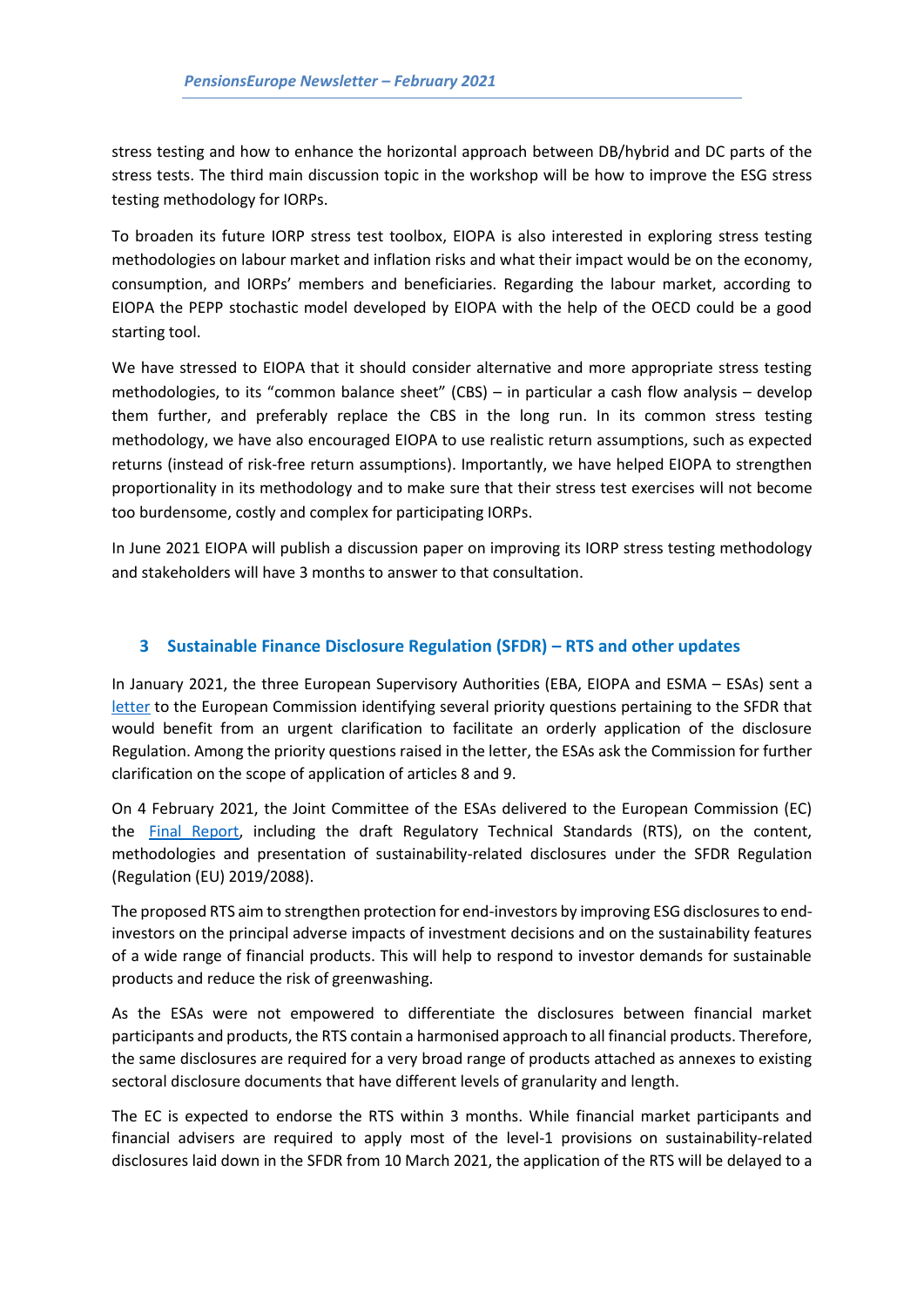stress testing and how to enhance the horizontal approach between DB/hybrid and DC parts of the stress tests. The third main discussion topic in the workshop will be how to improve the ESG stress testing methodology for IORPs.

To broaden its future IORP stress test toolbox, EIOPA is also interested in exploring stress testing methodologies on labour market and inflation risks and what their impact would be on the economy, consumption, and IORPs' members and beneficiaries. Regarding the labour market, according to EIOPA the PEPP stochastic model developed by EIOPA with the help of the OECD could be a good starting tool.

We have stressed to EIOPA that it should consider alternative and more appropriate stress testing methodologies, to its "common balance sheet" (CBS) – in particular a cash flow analysis – develop them further, and preferably replace the CBS in the long run. In its common stress testing methodology, we have also encouraged EIOPA to use realistic return assumptions, such as expected returns (instead of risk-free return assumptions). Importantly, we have helped EIOPA to strengthen proportionality in its methodology and to make sure that their stress test exercises will not become too burdensome, costly and complex for participating IORPs.

In June 2021 EIOPA will publish a discussion paper on improving its IORP stress testing methodology and stakeholders will have 3 months to answer to that consultation.

## 3 Sustainable Finance Disclosure Regulation (SFDR) – RTS and other updates

In January 2021, the three European Supervisory Authorities (EBA, EIOPA and ESMA – ESAs) sent a letter to the European Commission identifying several priority questions pertaining to the SFDR that would benefit from an urgent clarification to facilitate an orderly application of the disclosure Regulation. Among the priority questions raised in the letter, the ESAs ask the Commission for further clarification on the scope of application of articles 8 and 9.

On 4 February 2021, the Joint Committee of the ESAs delivered to the European Commission (EC) the Final Report, including the draft Regulatory Technical Standards (RTS), on the content, methodologies and presentation of sustainability-related disclosures under the SFDR Regulation (Regulation (EU) 2019/2088).

The proposed RTS aim to strengthen protection for end-investors by improving ESG disclosures to end-investors on the principal adverse impacts of investment decisions and on the sustainability features of a wide range of financial products. This will help to respond to investor demands for sustainable products and reduce the risk of greenwashing.

As the ESAs were not empowered to differentiate the disclosures between financial market participants and products, the RTS contain a harmonised approach to all financial products. Therefore, the same disclosures are required for a very broad range of products attached as annexes to existing sectoral disclosure documents that have different levels of granularity and length.

The EC is expected to endorse the RTS within 3 months. While financial market participants and financial advisers are required to apply most of the level-1 provisions on sustainability-related disclosures laid down in the SFDR from 10 March 2021, the application of the RTS will be delayed to a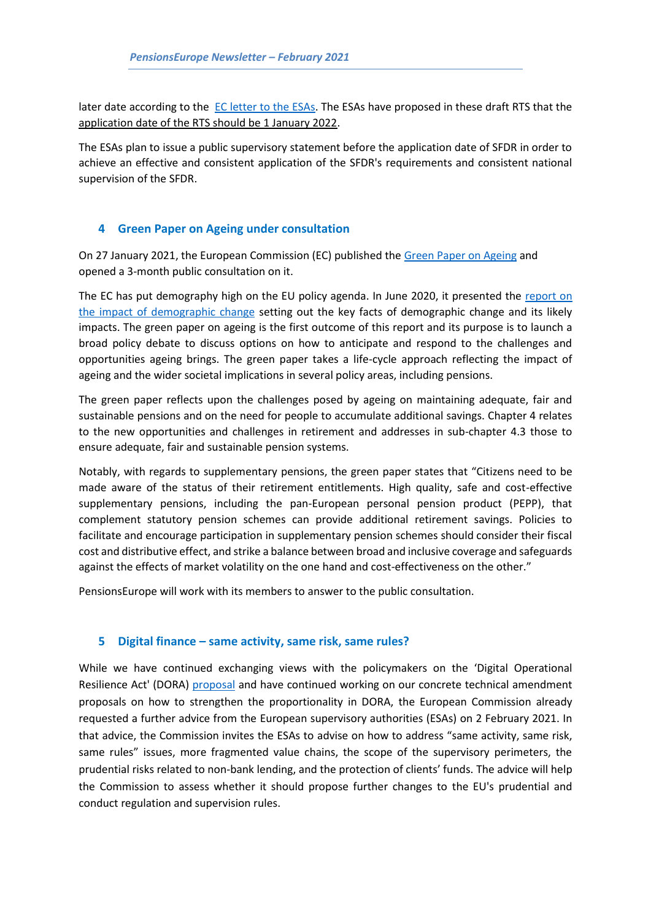later date according to the [EC letter to the ESAs](). The ESAs have proposed in these draft RTS that the application date of the RTS should be 1 January 2022.

The ESAs plan to issue a public supervisory statement before the application date of SFDR in order to achieve an effective and consistent application of the SFDR's requirements and consistent national supervision of the SFDR.

## 4 Green Paper on Ageing under consultation

On 27 January 2021, the European Commission (EC) published the Green Paper on Ageing and opened a 3-month public consultation on it.

The EC has put demography high on the EU policy agenda. In June 2020, it presented the report on the impact of demographic change setting out the key facts of demographic change and its likely impacts. The green paper on ageing is the first outcome of this report and its purpose is to launch a broad policy debate to discuss options on how to anticipate and respond to the challenges and opportunities ageing brings. The green paper takes a life-cycle approach reflecting the impact of ageing and the wider societal implications in several policy areas, including pensions.

The green paper reflects upon the challenges posed by ageing on maintaining adequate, fair and sustainable pensions and on the need for people to accumulate additional savings. Chapter 4 relates to the new opportunities and challenges in retirement and addresses in sub-chapter 4.3 those to ensure adequate, fair and sustainable pension systems.

Notably, with regards to supplementary pensions, the green paper states that "Citizens need to be made aware of the status of their retirement entitlements. High quality, safe and cost-effective supplementary pensions, including the pan-European personal pension product (PEPP), that complement statutory pension schemes can provide additional retirement savings. Policies to facilitate and encourage participation in supplementary pension schemes should consider their fiscal cost and distributive effect, and strike a balance between broad and inclusive coverage and safeguards against the effects of market volatility on the one hand and cost-effectiveness on the other."

PensionsEurope will work with its members to answer to the public consultation.

## 5 Digital finance – same activity, same risk, same rules?

While we have continued exchanging views with the policymakers on the 'Digital Operational Resilience Act' (DORA) proposal and have continued working on our concrete technical amendment proposals on how to strengthen the proportionality in DORA, the European Commission already requested a further advice from the European supervisory authorities (ESAs) on 2 February 2021. In that advice, the Commission invites the ESAs to advise on how to address "same activity, same risk, same rules" issues, more fragmented value chains, the scope of the supervisory perimeters, the prudential risks related to non-bank lending, and the protection of clients' funds. The advice will help the Commission to assess whether it should propose further changes to the EU's prudential and conduct regulation and supervision rules.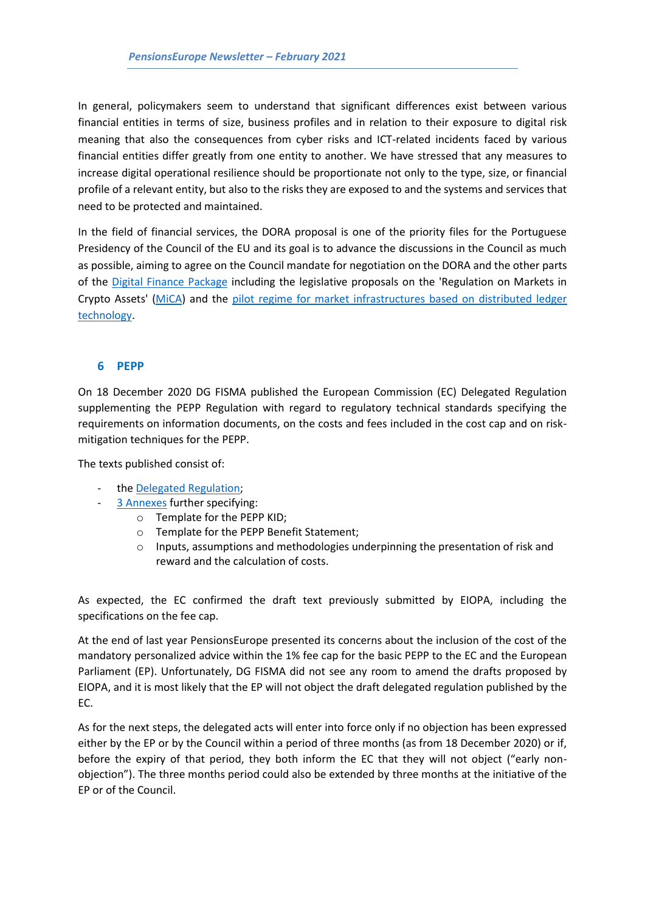In general, policymakers seem to understand that significant differences exist between various financial entities in terms of size, business profiles and in relation to their exposure to digital risk meaning that also the consequences from cyber risks and ICT-related incidents faced by various financial entities differ greatly from one entity to another. We have stressed that any measures to increase digital operational resilience should be proportionate not only to the type, size, or financial profile of a relevant entity, but also to the risks they are exposed to and the systems and services that need to be protected and maintained.

In the field of financial services, the DORA proposal is one of the priority files for the Portuguese Presidency of the Council of the EU and its goal is to advance the discussions in the Council as much as possible, aiming to agree on the Council mandate for negotiation on the DORA and the other parts of the Digital Finance Package including the legislative proposals on the 'Regulation on Markets in Crypto Assets' (MiCA) and the pilot regime for market infrastructures based on distributed ledger technology.

## 6 PEPP

On 18 December 2020 DG FISMA published the European Commission (EC) Delegated Regulation supplementing the PEPP Regulation with regard to regulatory technical standards specifying the requirements on information documents, on the costs and fees included in the cost cap and on risk-mitigation techniques for the PEPP.

The texts published consist of:

- the Delegated Regulation;
- 3 Annexes further specifying:
  - Template for the PEPP KID;
  - Template for the PEPP Benefit Statement;
  - Inputs, assumptions and methodologies underpinning the presentation of risk and reward and the calculation of costs.

As expected, the EC confirmed the draft text previously submitted by EIOPA, including the specifications on the fee cap.

At the end of last year PensionsEurope presented its concerns about the inclusion of the cost of the mandatory personalized advice within the 1% fee cap for the basic PEPP to the EC and the European Parliament (EP). Unfortunately, DG FISMA did not see any room to amend the drafts proposed by EIOPA, and it is most likely that the EP will not object the draft delegated regulation published by the EC.

As for the next steps, the delegated acts will enter into force only if no objection has been expressed either by the EP or by the Council within a period of three months (as from 18 December 2020) or if, before the expiry of that period, they both inform the EC that they will not object ("early non-objection"). The three months period could also be extended by three months at the initiative of the EP or of the Council.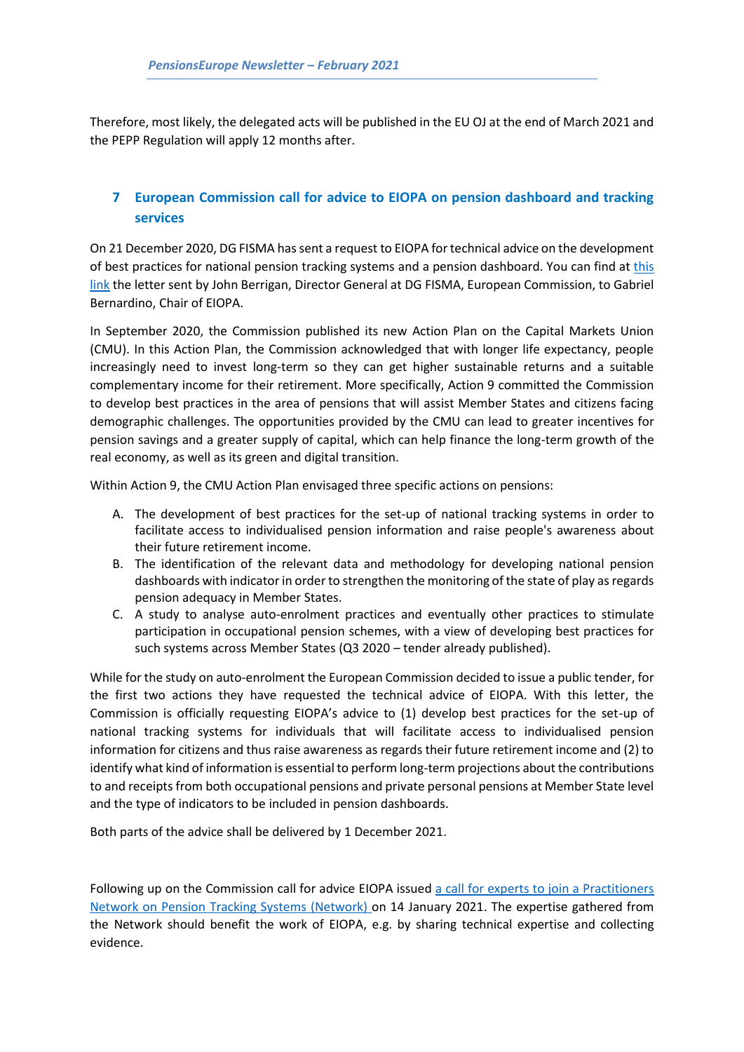Therefore, most likely, the delegated acts will be published in the EU OJ at the end of March 2021 and the PEPP Regulation will apply 12 months after.

## 7 European Commission call for advice to EIOPA on pension dashboard and tracking services

On 21 December 2020, DG FISMA has sent a request to EIOPA for technical advice on the development of best practices for national pension tracking systems and a pension dashboard. You can find at this link the letter sent by John Berrigan, Director General at DG FISMA, European Commission, to Gabriel Bernardino, Chair of EIOPA.

In September 2020, the Commission published its new Action Plan on the Capital Markets Union (CMU). In this Action Plan, the Commission acknowledged that with longer life expectancy, people increasingly need to invest long-term so they can get higher sustainable returns and a suitable complementary income for their retirement. More specifically, Action 9 committed the Commission to develop best practices in the area of pensions that will assist Member States and citizens facing demographic challenges. The opportunities provided by the CMU can lead to greater incentives for pension savings and a greater supply of capital, which can help finance the long-term growth of the real economy, as well as its green and digital transition.

Within Action 9, the CMU Action Plan envisaged three specific actions on pensions:

A. The development of best practices for the set-up of national tracking systems in order to facilitate access to individualised pension information and raise people's awareness about their future retirement income.
B. The identification of the relevant data and methodology for developing national pension dashboards with indicator in order to strengthen the monitoring of the state of play as regards pension adequacy in Member States.
C. A study to analyse auto-enrolment practices and eventually other practices to stimulate participation in occupational pension schemes, with a view of developing best practices for such systems across Member States (Q3 2020 – tender already published).

While for the study on auto-enrolment the European Commission decided to issue a public tender, for the first two actions they have requested the technical advice of EIOPA. With this letter, the Commission is officially requesting EIOPA's advice to (1) develop best practices for the set-up of national tracking systems for individuals that will facilitate access to individualised pension information for citizens and thus raise awareness as regards their future retirement income and (2) to identify what kind of information is essential to perform long-term projections about the contributions to and receipts from both occupational pensions and private personal pensions at Member State level and the type of indicators to be included in pension dashboards.

Both parts of the advice shall be delivered by 1 December 2021.

Following up on the Commission call for advice EIOPA issued a call for experts to join a Practitioners Network on Pension Tracking Systems (Network) on 14 January 2021. The expertise gathered from the Network should benefit the work of EIOPA, e.g. by sharing technical expertise and collecting evidence.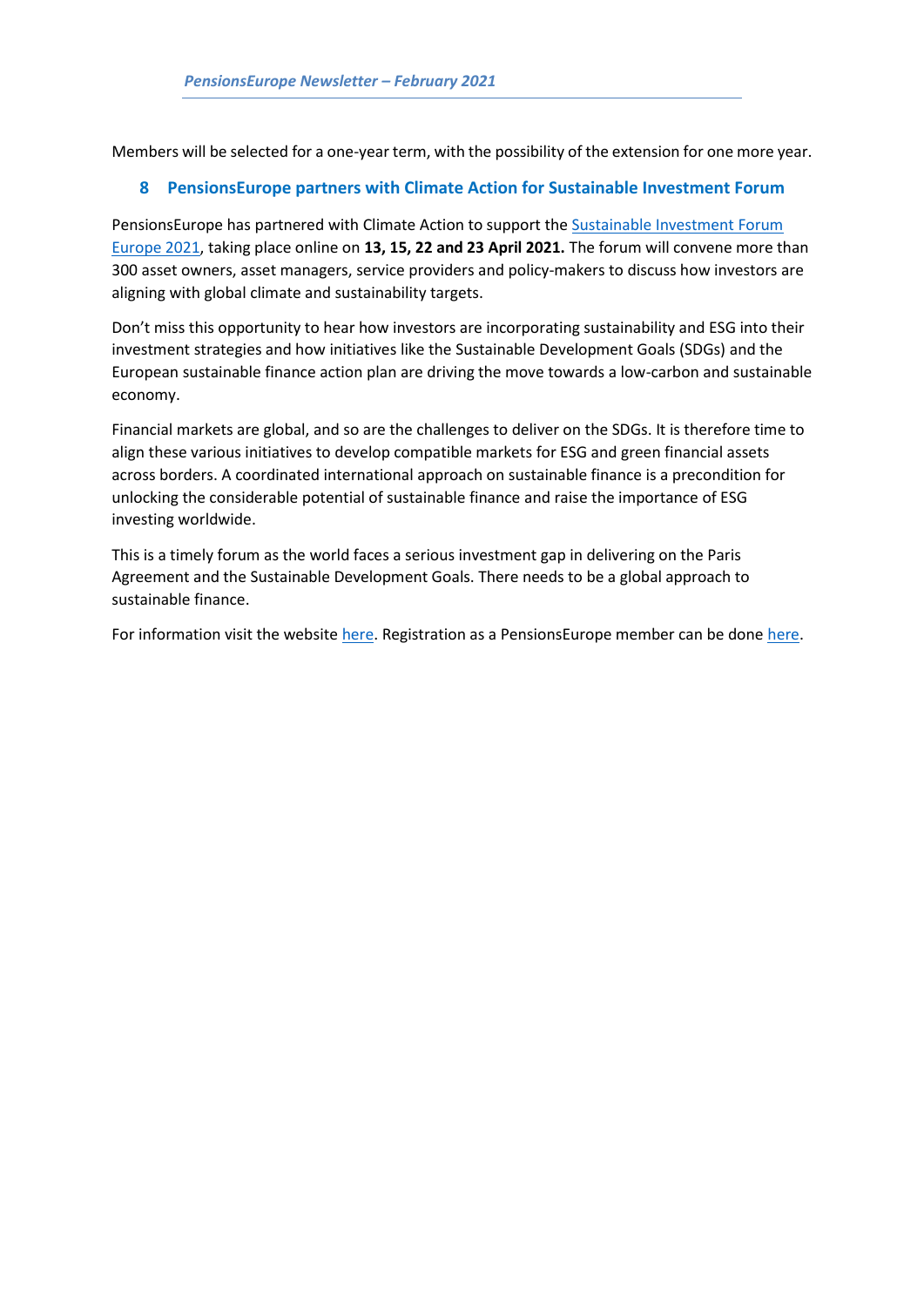Members will be selected for a one-year term, with the possibility of the extension for one more year.

## 8 PensionsEurope partners with Climate Action for Sustainable Investment Forum

PensionsEurope has partnered with Climate Action to support the Sustainable Investment Forum Europe 2021, taking place online on **13, 15, 22 and 23 April 2021.** The forum will convene more than 300 asset owners, asset managers, service providers and policy-makers to discuss how investors are aligning with global climate and sustainability targets.

Don't miss this opportunity to hear how investors are incorporating sustainability and ESG into their investment strategies and how initiatives like the Sustainable Development Goals (SDGs) and the European sustainable finance action plan are driving the move towards a low-carbon and sustainable economy.

Financial markets are global, and so are the challenges to deliver on the SDGs. It is therefore time to align these various initiatives to develop compatible markets for ESG and green financial assets across borders. A coordinated international approach on sustainable finance is a precondition for unlocking the considerable potential of sustainable finance and raise the importance of ESG investing worldwide.

This is a timely forum as the world faces a serious investment gap in delivering on the Paris Agreement and the Sustainable Development Goals. There needs to be a global approach to sustainable finance.

For information visit the website here. Registration as a PensionsEurope member can be done here.